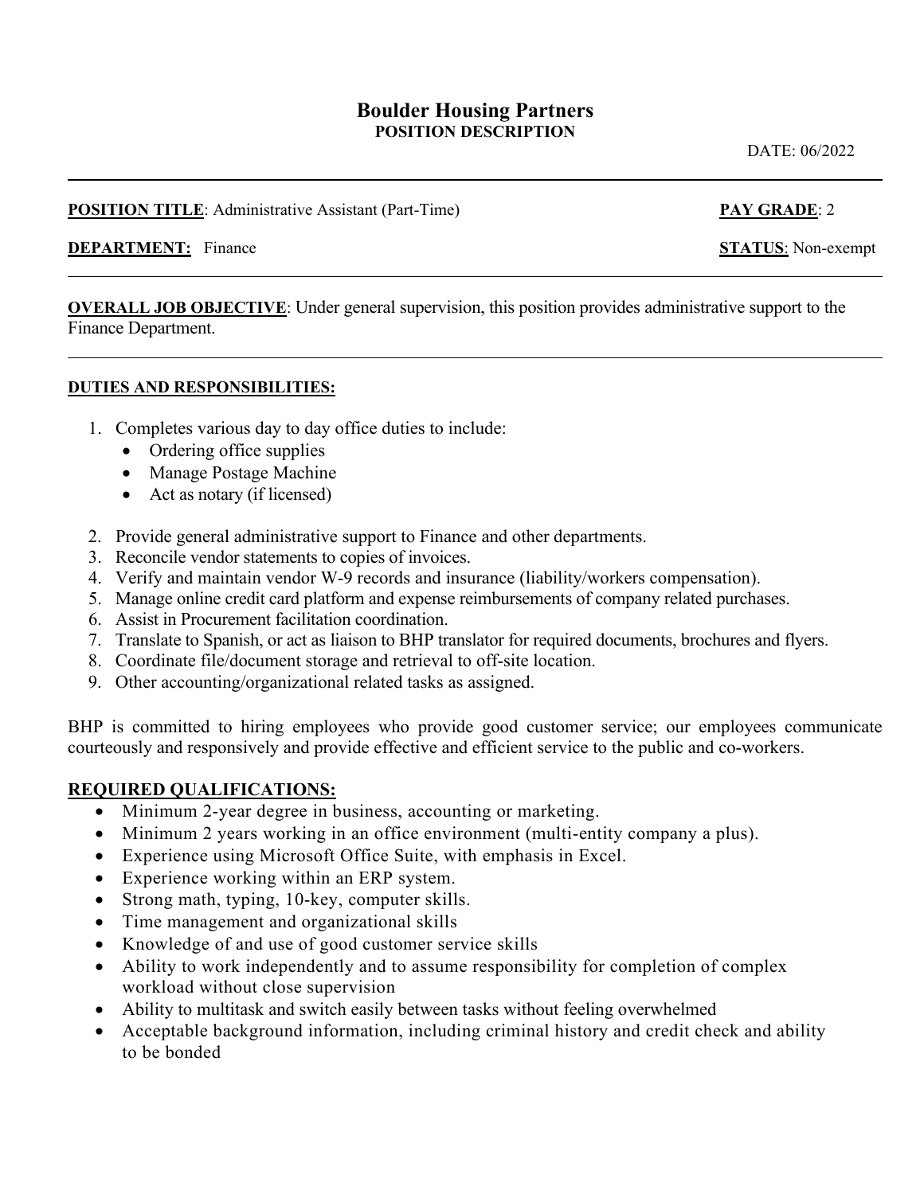# Boulder Housing Partners

## POSITION DESCRIPTION

DATE: 06/2022

---

**POSITION TITLE**: Administrative Assistant (Part-Time) **PAY GRADE**: 2

**DEPARTMENT:** Finance **STATUS**: Non-exempt

---

**OVERALL JOB OBJECTIVE**: Under general supervision, this position provides administrative support to the Finance Department.

---

**DUTIES AND RESPONSIBILITIES:**

1. Completes various day to day office duties to include:
   - Ordering office supplies
   - Manage Postage Machine
   - Act as notary (if licensed)
2. Provide general administrative support to Finance and other departments.
3. Reconcile vendor statements to copies of invoices.
4. Verify and maintain vendor W-9 records and insurance (liability/workers compensation).
5. Manage online credit card platform and expense reimbursements of company related purchases.
6. Assist in Procurement facilitation coordination.
7. Translate to Spanish, or act as liaison to BHP translator for required documents, brochures and flyers.
8. Coordinate file/document storage and retrieval to off-site location.
9. Other accounting/organizational related tasks as assigned.

BHP is committed to hiring employees who provide good customer service; our employees communicate courteously and responsively and provide effective and efficient service to the public and co-workers.

**REQUIRED QUALIFICATIONS:**

- Minimum 2-year degree in business, accounting or marketing.
- Minimum 2 years working in an office environment (multi-entity company a plus).
- Experience using Microsoft Office Suite, with emphasis in Excel.
- Experience working within an ERP system.
- Strong math, typing, 10-key, computer skills.
- Time management and organizational skills
- Knowledge of and use of good customer service skills
- Ability to work independently and to assume responsibility for completion of complex workload without close supervision
- Ability to multitask and switch easily between tasks without feeling overwhelmed
- Acceptable background information, including criminal history and credit check and ability to be bonded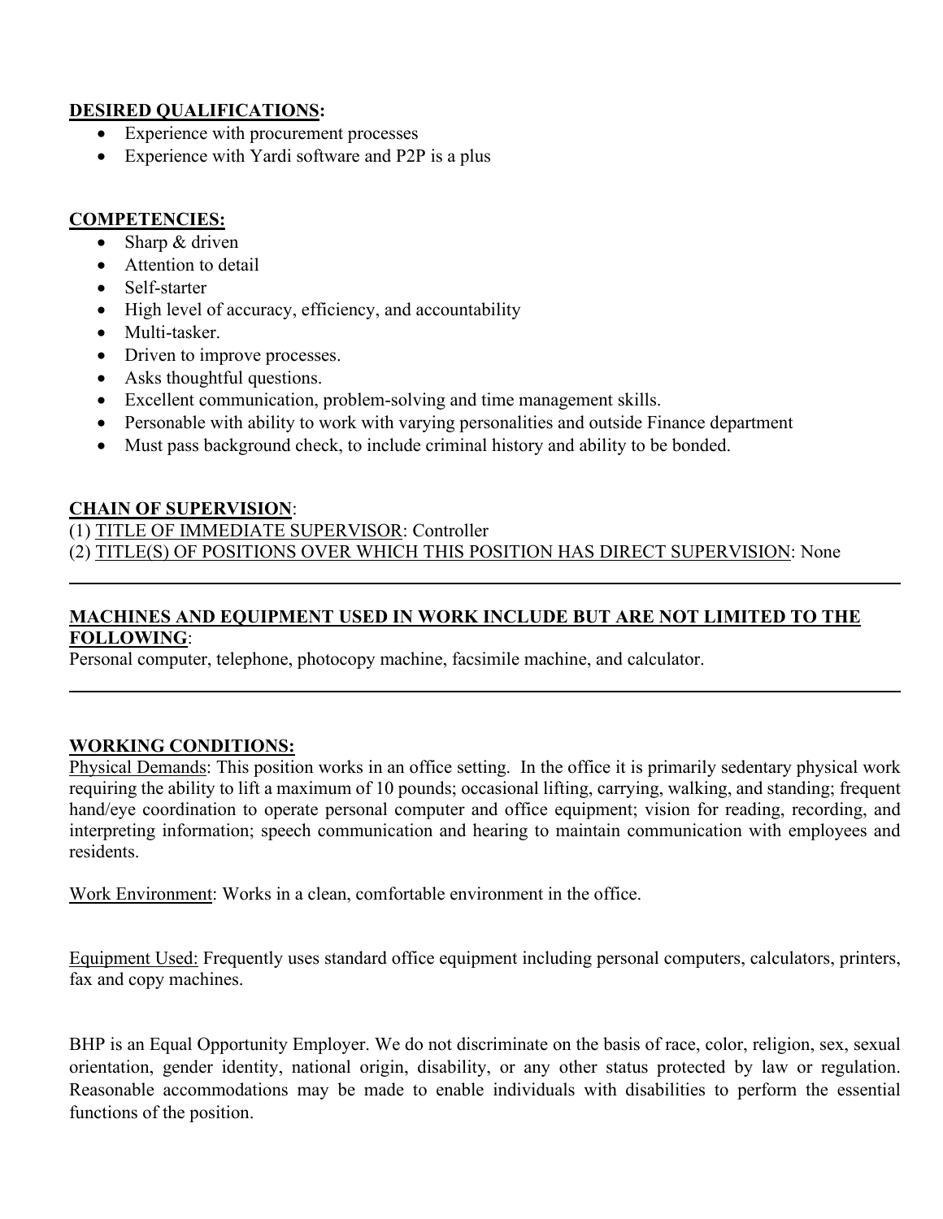**DESIRED QUALIFICATIONS:**

- Experience with procurement processes
- Experience with Yardi software and P2P is a plus

**COMPETENCIES:**

- Sharp & driven
- Attention to detail
- Self-starter
- High level of accuracy, efficiency, and accountability
- Multi-tasker.
- Driven to improve processes.
- Asks thoughtful questions.
- Excellent communication, problem-solving and time management skills.
- Personable with ability to work with varying personalities and outside Finance department
- Must pass background check, to include criminal history and ability to be bonded.

**CHAIN OF SUPERVISION**:

(1) TITLE OF IMMEDIATE SUPERVISOR: Controller

(2) TITLE(S) OF POSITIONS OVER WHICH THIS POSITION HAS DIRECT SUPERVISION: None

---

**MACHINES AND EQUIPMENT USED IN WORK INCLUDE BUT ARE NOT LIMITED TO THE FOLLOWING**:

Personal computer, telephone, photocopy machine, facsimile machine, and calculator.

---

**WORKING CONDITIONS:**

Physical Demands: This position works in an office setting. In the office it is primarily sedentary physical work requiring the ability to lift a maximum of 10 pounds; occasional lifting, carrying, walking, and standing; frequent hand/eye coordination to operate personal computer and office equipment; vision for reading, recording, and interpreting information; speech communication and hearing to maintain communication with employees and residents.

Work Environment: Works in a clean, comfortable environment in the office.

Equipment Used: Frequently uses standard office equipment including personal computers, calculators, printers, fax and copy machines.

BHP is an Equal Opportunity Employer. We do not discriminate on the basis of race, color, religion, sex, sexual orientation, gender identity, national origin, disability, or any other status protected by law or regulation. Reasonable accommodations may be made to enable individuals with disabilities to perform the essential functions of the position.